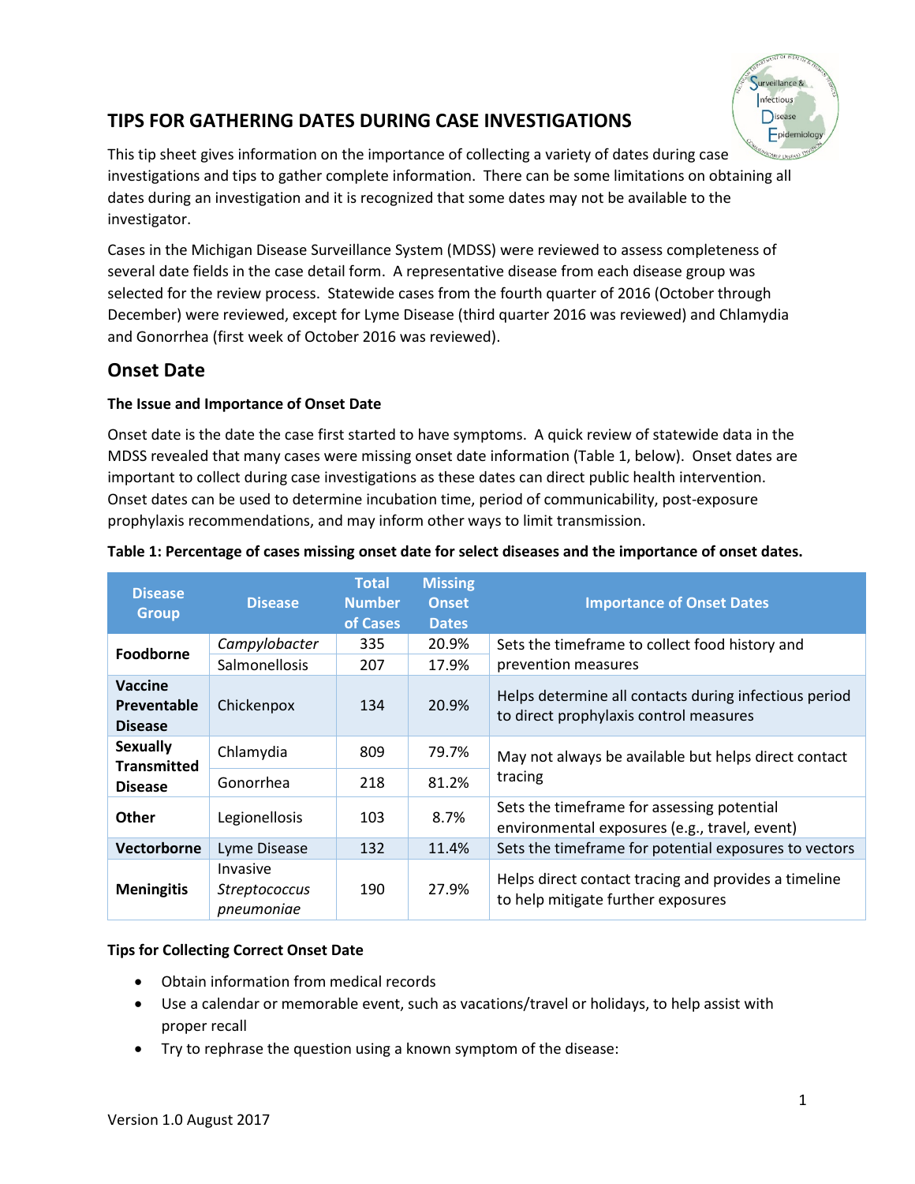# TIPS FOR GATHERING DATES DURING CASE INVESTIGATIONS

This tip sheet gives information on the importance of collecting a variety of dates during case investigations and tips to gather complete information. There can be some limitations on obtaining all dates during an investigation and it is recognized that some dates may not be available to the investigator.

Cases in the Michigan Disease Surveillance System (MDSS) were reviewed to assess completeness of several date fields in the case detail form. A representative disease from each disease group was selected for the review process. Statewide cases from the fourth quarter of 2016 (October through December) were reviewed, except for Lyme Disease (third quarter 2016 was reviewed) and Chlamydia and Gonorrhea (first week of October 2016 was reviewed).

## Onset Date

### The Issue and Importance of Onset Date

Onset date is the date the case first started to have symptoms. A quick review of statewide data in the MDSS revealed that many cases were missing onset date information (Table 1, below). Onset dates are important to collect during case investigations as these dates can direct public health intervention. Onset dates can be used to determine incubation time, period of communicability, post-exposure prophylaxis recommendations, and may inform other ways to limit transmission.

**Table 1: Percentage of cases missing onset date for select diseases and the importance of onset dates.**

| Disease Group | Disease | Total Number of Cases | Missing Onset Dates | Importance of Onset Dates |
|---|---|---|---|---|
| **Foodborne** | *Campylobacter* | 335 | 20.9% | Sets the timeframe to collect food history and prevention measures |
| | Salmonellosis | 207 | 17.9% | |
| **Vaccine Preventable Disease** | Chickenpox | 134 | 20.9% | Helps determine all contacts during infectious period to direct prophylaxis control measures |
| **Sexually Transmitted Disease** | Chlamydia | 809 | 79.7% | May not always be available but helps direct contact tracing |
| | Gonorrhea | 218 | 81.2% | |
| **Other** | Legionellosis | 103 | 8.7% | Sets the timeframe for assessing potential environmental exposures (e.g., travel, event) |
| **Vectorborne** | Lyme Disease | 132 | 11.4% | Sets the timeframe for potential exposures to vectors |
| **Meningitis** | Invasive *Streptococcus pneumoniae* | 190 | 27.9% | Helps direct contact tracing and provides a timeline to help mitigate further exposures |

### Tips for Collecting Correct Onset Date

- Obtain information from medical records
- Use a calendar or memorable event, such as vacations/travel or holidays, to help assist with proper recall
- Try to rephrase the question using a known symptom of the disease:

Version 1.0 August 2017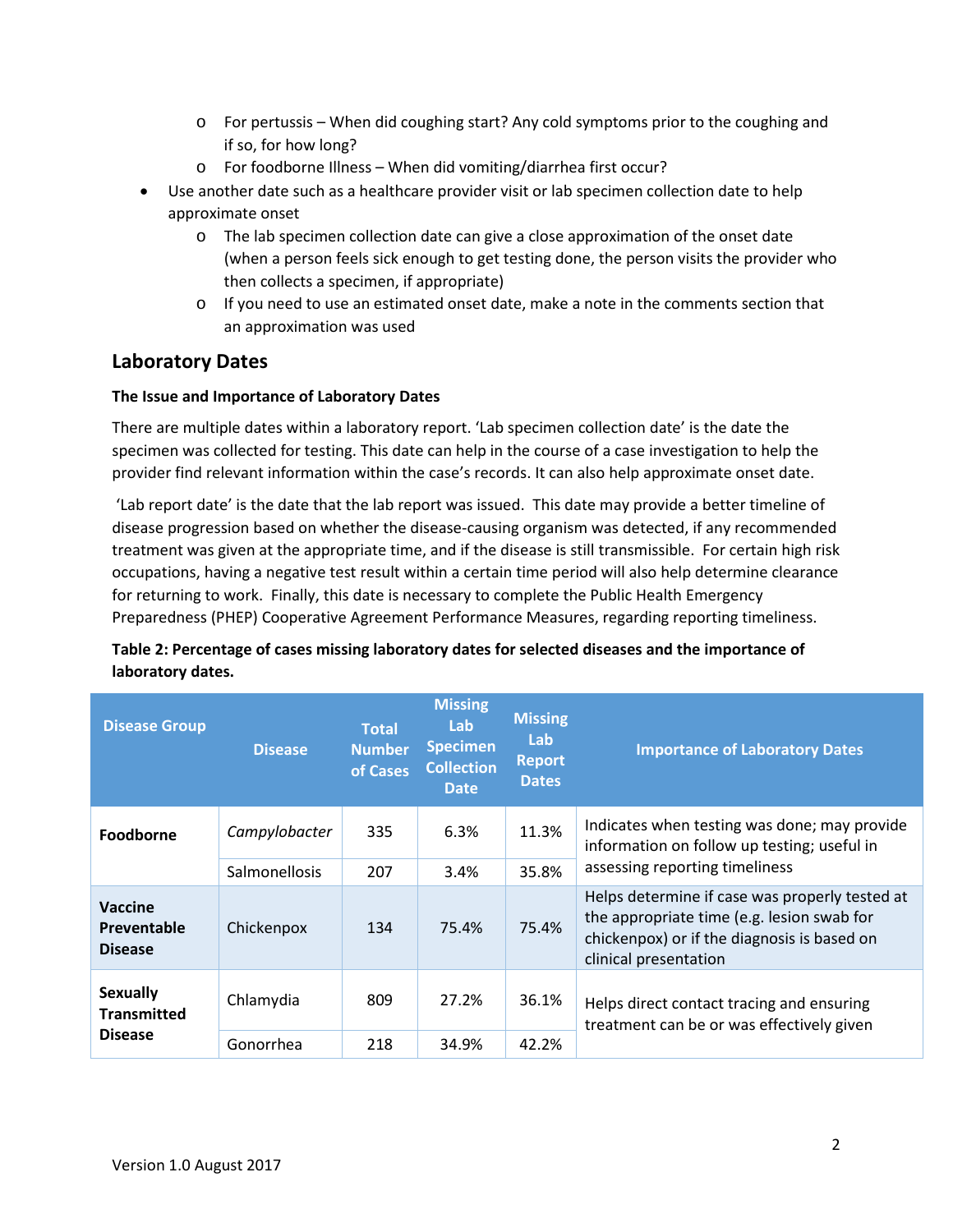- For pertussis – When did coughing start? Any cold symptoms prior to the coughing and if so, for how long?
    - For foodborne Illness – When did vomiting/diarrhea first occur?
- Use another date such as a healthcare provider visit or lab specimen collection date to help approximate onset
    - The lab specimen collection date can give a close approximation of the onset date (when a person feels sick enough to get testing done, the person visits the provider who then collects a specimen, if appropriate)
    - If you need to use an estimated onset date, make a note in the comments section that an approximation was used

## Laboratory Dates

**The Issue and Importance of Laboratory Dates**

There are multiple dates within a laboratory report. 'Lab specimen collection date' is the date the specimen was collected for testing. This date can help in the course of a case investigation to help the provider find relevant information within the case's records. It can also help approximate onset date.

'Lab report date' is the date that the lab report was issued. This date may provide a better timeline of disease progression based on whether the disease-causing organism was detected, if any recommended treatment was given at the appropriate time, and if the disease is still transmissible. For certain high risk occupations, having a negative test result within a certain time period will also help determine clearance for returning to work. Finally, this date is necessary to complete the Public Health Emergency Preparedness (PHEP) Cooperative Agreement Performance Measures, regarding reporting timeliness.

**Table 2: Percentage of cases missing laboratory dates for selected diseases and the importance of laboratory dates.**

| Disease Group | Disease | Total Number of Cases | Missing Lab Specimen Collection Date | Missing Lab Report Dates | Importance of Laboratory Dates |
|---|---|---|---|---|---|
| **Foodborne** | *Campylobacter* | 335 | 6.3% | 11.3% | Indicates when testing was done; may provide information on follow up testing; useful in assessing reporting timeliness |
| | Salmonellosis | 207 | 3.4% | 35.8% | |
| **Vaccine Preventable Disease** | Chickenpox | 134 | 75.4% | 75.4% | Helps determine if case was properly tested at the appropriate time (e.g. lesion swab for chickenpox) or if the diagnosis is based on clinical presentation |
| **Sexually Transmitted Disease** | Chlamydia | 809 | 27.2% | 36.1% | Helps direct contact tracing and ensuring treatment can be or was effectively given |
| | Gonorrhea | 218 | 34.9% | 42.2% | |

Version 1.0 August 2017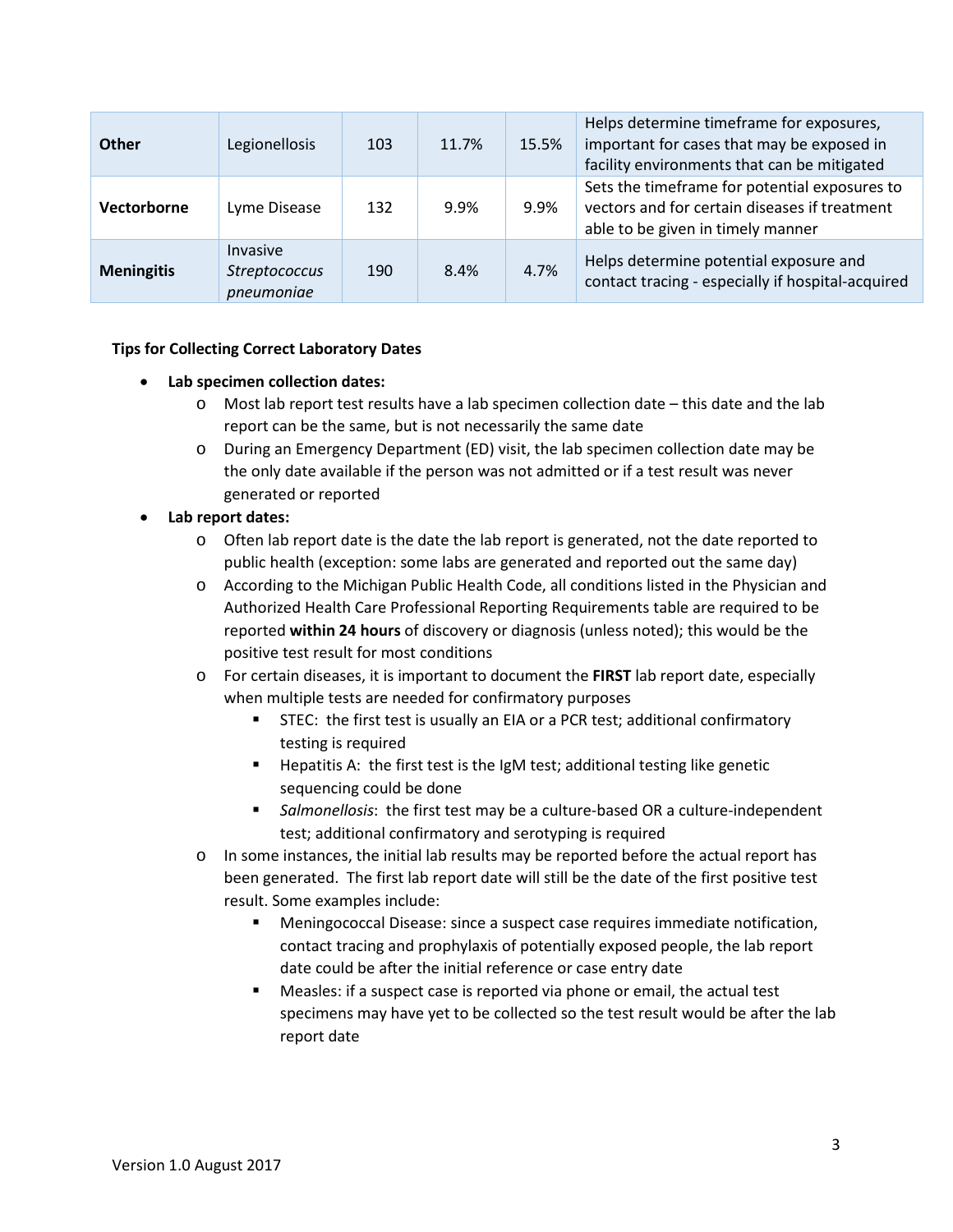| | | | | | |
|---|---|---|---|---|---|
| **Other** | Legionellosis | 103 | 11.7% | 15.5% | Helps determine timeframe for exposures, important for cases that may be exposed in facility environments that can be mitigated |
| **Vectorborne** | Lyme Disease | 132 | 9.9% | 9.9% | Sets the timeframe for potential exposures to vectors and for certain diseases if treatment able to be given in timely manner |
| **Meningitis** | Invasive *Streptococcus pneumoniae* | 190 | 8.4% | 4.7% | Helps determine potential exposure and contact tracing - especially if hospital-acquired |

**Tips for Collecting Correct Laboratory Dates**

- **Lab specimen collection dates:**
  - Most lab report test results have a lab specimen collection date – this date and the lab report can be the same, but is not necessarily the same date
  - During an Emergency Department (ED) visit, the lab specimen collection date may be the only date available if the person was not admitted or if a test result was never generated or reported
- **Lab report dates:**
  - Often lab report date is the date the lab report is generated, not the date reported to public health (exception: some labs are generated and reported out the same day)
  - According to the Michigan Public Health Code, all conditions listed in the Physician and Authorized Health Care Professional Reporting Requirements table are required to be reported **within 24 hours** of discovery or diagnosis (unless noted); this would be the positive test result for most conditions
  - For certain diseases, it is important to document the **FIRST** lab report date, especially when multiple tests are needed for confirmatory purposes
    - STEC: the first test is usually an EIA or a PCR test; additional confirmatory testing is required
    - Hepatitis A: the first test is the IgM test; additional testing like genetic sequencing could be done
    - *Salmonellosis*: the first test may be a culture-based OR a culture-independent test; additional confirmatory and serotyping is required
  - In some instances, the initial lab results may be reported before the actual report has been generated. The first lab report date will still be the date of the first positive test result. Some examples include:
    - Meningococcal Disease: since a suspect case requires immediate notification, contact tracing and prophylaxis of potentially exposed people, the lab report date could be after the initial reference or case entry date
    - Measles: if a suspect case is reported via phone or email, the actual test specimens may have yet to be collected so the test result would be after the lab report date

Version 1.0 August 2017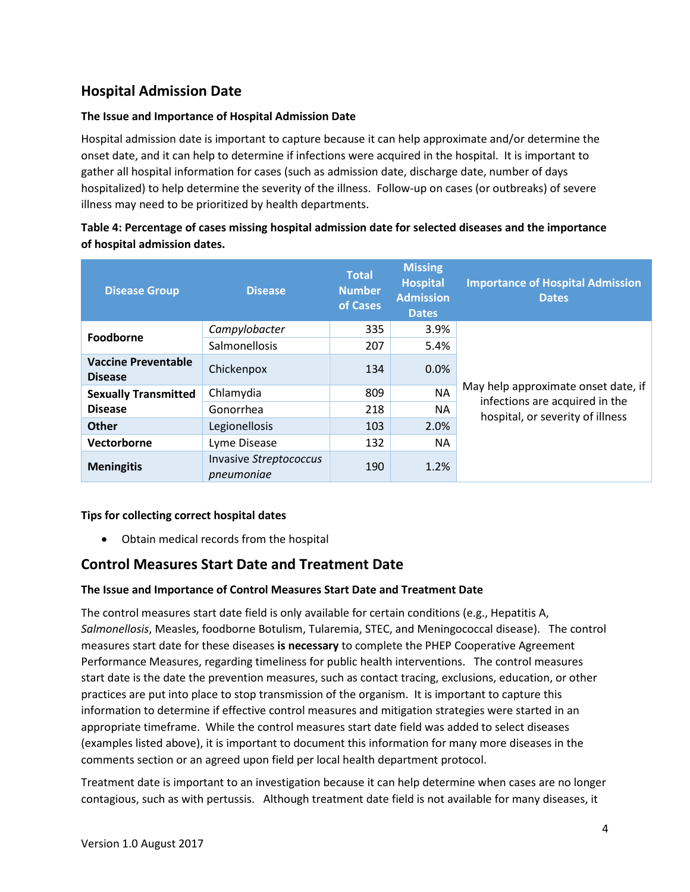## Hospital Admission Date

### The Issue and Importance of Hospital Admission Date

Hospital admission date is important to capture because it can help approximate and/or determine the onset date, and it can help to determine if infections were acquired in the hospital. It is important to gather all hospital information for cases (such as admission date, discharge date, number of days hospitalized) to help determine the severity of the illness. Follow-up on cases (or outbreaks) of severe illness may need to be prioritized by health departments.

**Table 4: Percentage of cases missing hospital admission date for selected diseases and the importance of hospital admission dates.**

| Disease Group | Disease | Total Number of Cases | Missing Hospital Admission Dates | Importance of Hospital Admission Dates |
|---|---|---|---|---|
| **Foodborne** | *Campylobacter* | 335 | 3.9% | May help approximate onset date, if infections are acquired in the hospital, or severity of illness |
| | Salmonellosis | 207 | 5.4% | |
| **Vaccine Preventable Disease** | Chickenpox | 134 | 0.0% | |
| **Sexually Transmitted Disease** | Chlamydia | 809 | NA | |
| | Gonorrhea | 218 | NA | |
| **Other** | Legionellosis | 103 | 2.0% | |
| **Vectorborne** | Lyme Disease | 132 | NA | |
| **Meningitis** | Invasive *Streptococcus pneumoniae* | 190 | 1.2% | |

### Tips for collecting correct hospital dates

- Obtain medical records from the hospital

## Control Measures Start Date and Treatment Date

### The Issue and Importance of Control Measures Start Date and Treatment Date

The control measures start date field is only available for certain conditions (e.g., Hepatitis A, *Salmonellosis*, Measles, foodborne Botulism, Tularemia, STEC, and Meningococcal disease). The control measures start date for these diseases **is necessary** to complete the PHEP Cooperative Agreement Performance Measures, regarding timeliness for public health interventions. The control measures start date is the date the prevention measures, such as contact tracing, exclusions, education, or other practices are put into place to stop transmission of the organism. It is important to capture this information to determine if effective control measures and mitigation strategies were started in an appropriate timeframe. While the control measures start date field was added to select diseases (examples listed above), it is important to document this information for many more diseases in the comments section or an agreed upon field per local health department protocol.

Treatment date is important to an investigation because it can help determine when cases are no longer contagious, such as with pertussis. Although treatment date field is not available for many diseases, it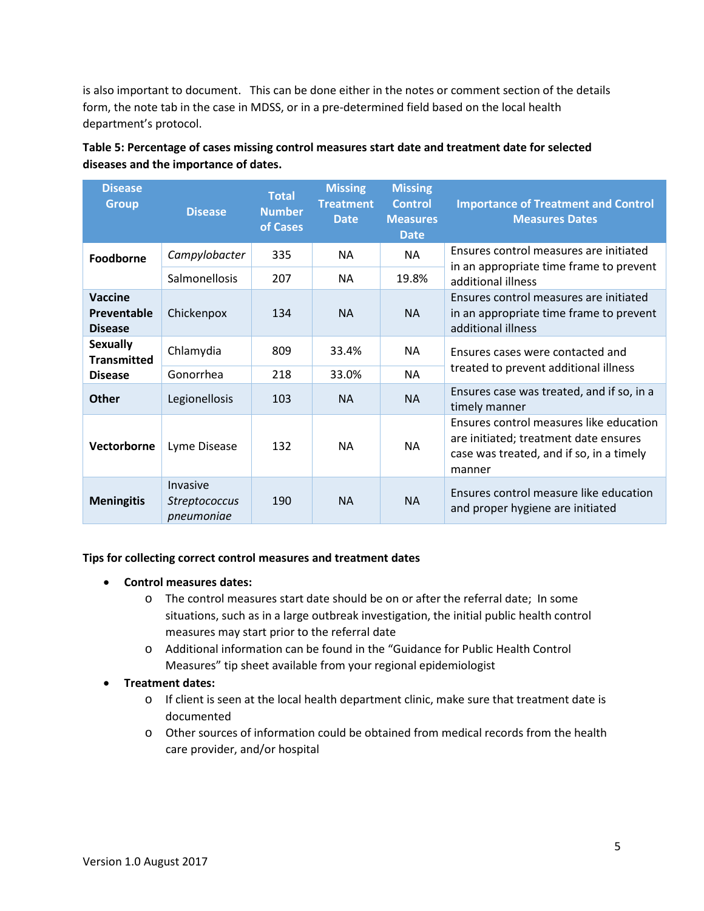is also important to document.   This can be done either in the notes or comment section of the details form, the note tab in the case in MDSS, or in a pre-determined field based on the local health department's protocol.

**Table 5: Percentage of cases missing control measures start date and treatment date for selected diseases and the importance of dates.**

| Disease Group | Disease | Total Number of Cases | Missing Treatment Date | Missing Control Measures Date | Importance of Treatment and Control Measures Dates |
|---|---|---|---|---|---|
| **Foodborne** | *Campylobacter* | 335 | NA | NA | Ensures control measures are initiated in an appropriate time frame to prevent additional illness |
| | Salmonellosis | 207 | NA | 19.8% | |
| **Vaccine Preventable Disease** | Chickenpox | 134 | NA | NA | Ensures control measures are initiated in an appropriate time frame to prevent additional illness |
| **Sexually Transmitted Disease** | Chlamydia | 809 | 33.4% | NA | Ensures cases were contacted and treated to prevent additional illness |
| | Gonorrhea | 218 | 33.0% | NA | |
| **Other** | Legionellosis | 103 | NA | NA | Ensures case was treated, and if so, in a timely manner |
| **Vectorborne** | Lyme Disease | 132 | NA | NA | Ensures control measures like education are initiated; treatment date ensures case was treated, and if so, in a timely manner |
| **Meningitis** | Invasive *Streptococcus pneumoniae* | 190 | NA | NA | Ensures control measure like education and proper hygiene are initiated |

**Tips for collecting correct control measures and treatment dates**

- **Control measures dates:**
  - The control measures start date should be on or after the referral date;  In some situations, such as in a large outbreak investigation, the initial public health control measures may start prior to the referral date
  - Additional information can be found in the "Guidance for Public Health Control Measures" tip sheet available from your regional epidemiologist
- **Treatment dates:**
  - If client is seen at the local health department clinic, make sure that treatment date is documented
  - Other sources of information could be obtained from medical records from the health care provider, and/or hospital

Version 1.0 August 2017